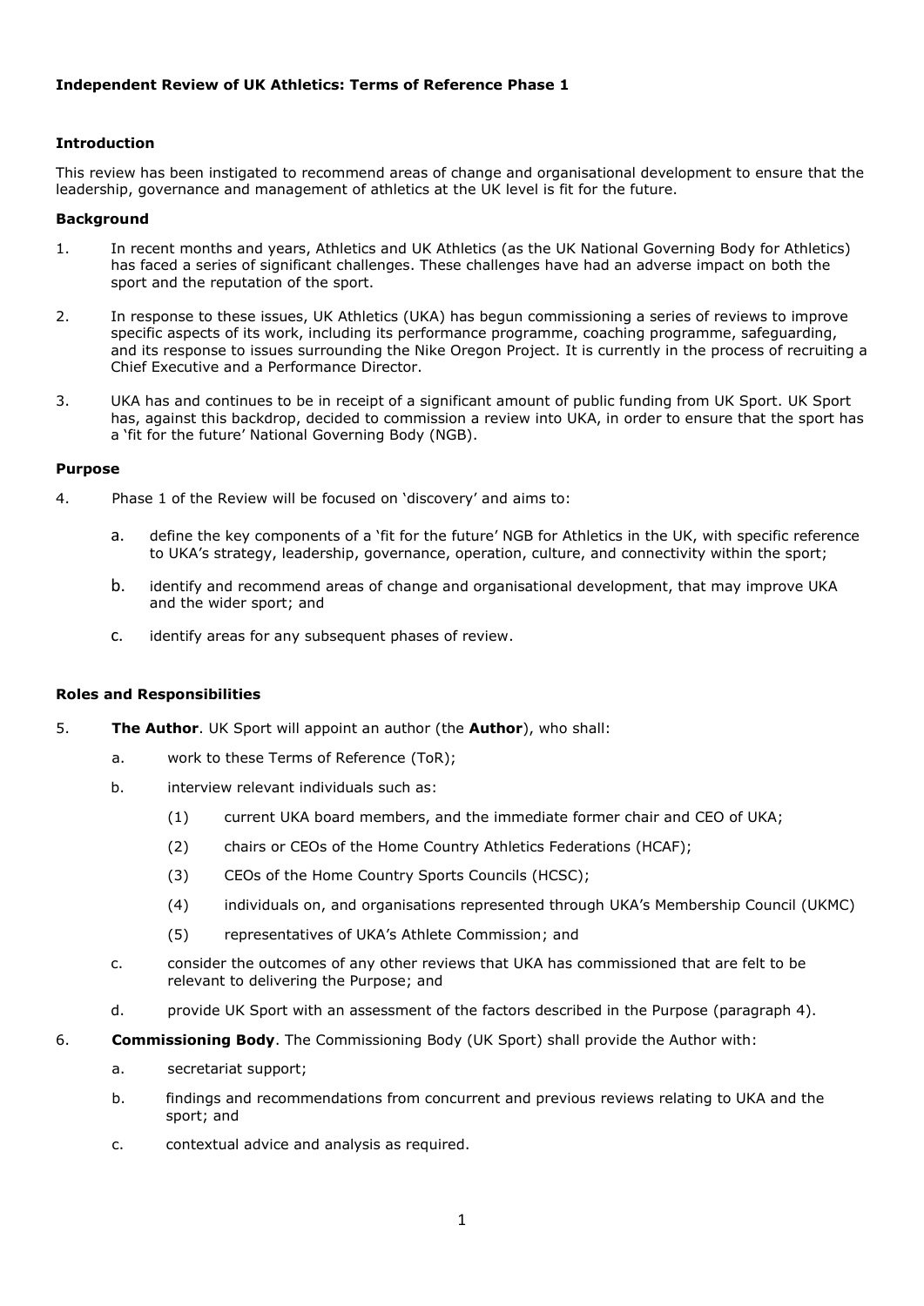**Independent Review of UK Athletics: Terms of Reference Phase 1**

**Introduction**

This review has been instigated to recommend areas of change and organisational development to ensure that the leadership, governance and management of athletics at the UK level is fit for the future.

**Background**

1. In recent months and years, Athletics and UK Athletics (as the UK National Governing Body for Athletics) has faced a series of significant challenges. These challenges have had an adverse impact on both the sport and the reputation of the sport.

2. In response to these issues, UK Athletics (UKA) has begun commissioning a series of reviews to improve specific aspects of its work, including its performance programme, coaching programme, safeguarding, and its response to issues surrounding the Nike Oregon Project. It is currently in the process of recruiting a Chief Executive and a Performance Director.

3. UKA has and continues to be in receipt of a significant amount of public funding from UK Sport. UK Sport has, against this backdrop, decided to commission a review into UKA, in order to ensure that the sport has a 'fit for the future' National Governing Body (NGB).

**Purpose**

4. Phase 1 of the Review will be focused on 'discovery' and aims to:

   a. define the key components of a 'fit for the future' NGB for Athletics in the UK, with specific reference to UKA's strategy, leadership, governance, operation, culture, and connectivity within the sport;

   b. identify and recommend areas of change and organisational development, that may improve UKA and the wider sport; and

   c. identify areas for any subsequent phases of review.

**Roles and Responsibilities**

5. **The Author**. UK Sport will appoint an author (the **Author**), who shall:

   a. work to these Terms of Reference (ToR);

   b. interview relevant individuals such as:

      (1) current UKA board members, and the immediate former chair and CEO of UKA;

      (2) chairs or CEOs of the Home Country Athletics Federations (HCAF);

      (3) CEOs of the Home Country Sports Councils (HCSC);

      (4) individuals on, and organisations represented through UKA's Membership Council (UKMC)

      (5) representatives of UKA's Athlete Commission; and

   c. consider the outcomes of any other reviews that UKA has commissioned that are felt to be relevant to delivering the Purpose; and

   d. provide UK Sport with an assessment of the factors described in the Purpose (paragraph 4).

6. **Commissioning Body**. The Commissioning Body (UK Sport) shall provide the Author with:

   a. secretariat support;

   b. findings and recommendations from concurrent and previous reviews relating to UKA and the sport; and

   c. contextual advice and analysis as required.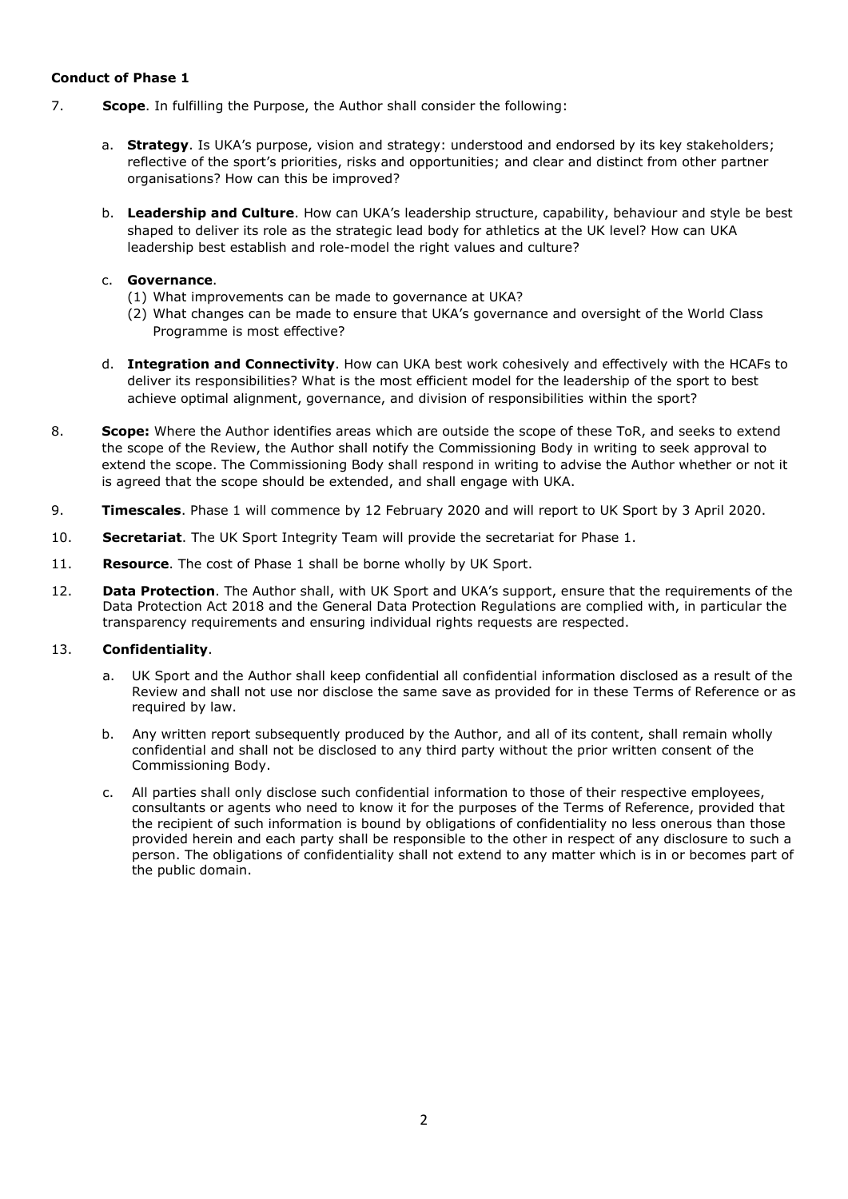**Conduct of Phase 1**

7. **Scope**. In fulfilling the Purpose, the Author shall consider the following:

   a. **Strategy**. Is UKA's purpose, vision and strategy: understood and endorsed by its key stakeholders; reflective of the sport's priorities, risks and opportunities; and clear and distinct from other partner organisations? How can this be improved?

   b. **Leadership and Culture**. How can UKA's leadership structure, capability, behaviour and style be best shaped to deliver its role as the strategic lead body for athletics at the UK level? How can UKA leadership best establish and role-model the right values and culture?

   c. **Governance**.
      (1) What improvements can be made to governance at UKA?
      (2) What changes can be made to ensure that UKA's governance and oversight of the World Class Programme is most effective?

   d. **Integration and Connectivity**. How can UKA best work cohesively and effectively with the HCAFs to deliver its responsibilities? What is the most efficient model for the leadership of the sport to best achieve optimal alignment, governance, and division of responsibilities within the sport?

8. **Scope:** Where the Author identifies areas which are outside the scope of these ToR, and seeks to extend the scope of the Review, the Author shall notify the Commissioning Body in writing to seek approval to extend the scope. The Commissioning Body shall respond in writing to advise the Author whether or not it is agreed that the scope should be extended, and shall engage with UKA.

9. **Timescales**. Phase 1 will commence by 12 February 2020 and will report to UK Sport by 3 April 2020.

10. **Secretariat**. The UK Sport Integrity Team will provide the secretariat for Phase 1.

11. **Resource**. The cost of Phase 1 shall be borne wholly by UK Sport.

12. **Data Protection**. The Author shall, with UK Sport and UKA's support, ensure that the requirements of the Data Protection Act 2018 and the General Data Protection Regulations are complied with, in particular the transparency requirements and ensuring individual rights requests are respected.

13. **Confidentiality**.

   a. UK Sport and the Author shall keep confidential all confidential information disclosed as a result of the Review and shall not use nor disclose the same save as provided for in these Terms of Reference or as required by law.

   b. Any written report subsequently produced by the Author, and all of its content, shall remain wholly confidential and shall not be disclosed to any third party without the prior written consent of the Commissioning Body.

   c. All parties shall only disclose such confidential information to those of their respective employees, consultants or agents who need to know it for the purposes of the Terms of Reference, provided that the recipient of such information is bound by obligations of confidentiality no less onerous than those provided herein and each party shall be responsible to the other in respect of any disclosure to such a person. The obligations of confidentiality shall not extend to any matter which is in or becomes part of the public domain.